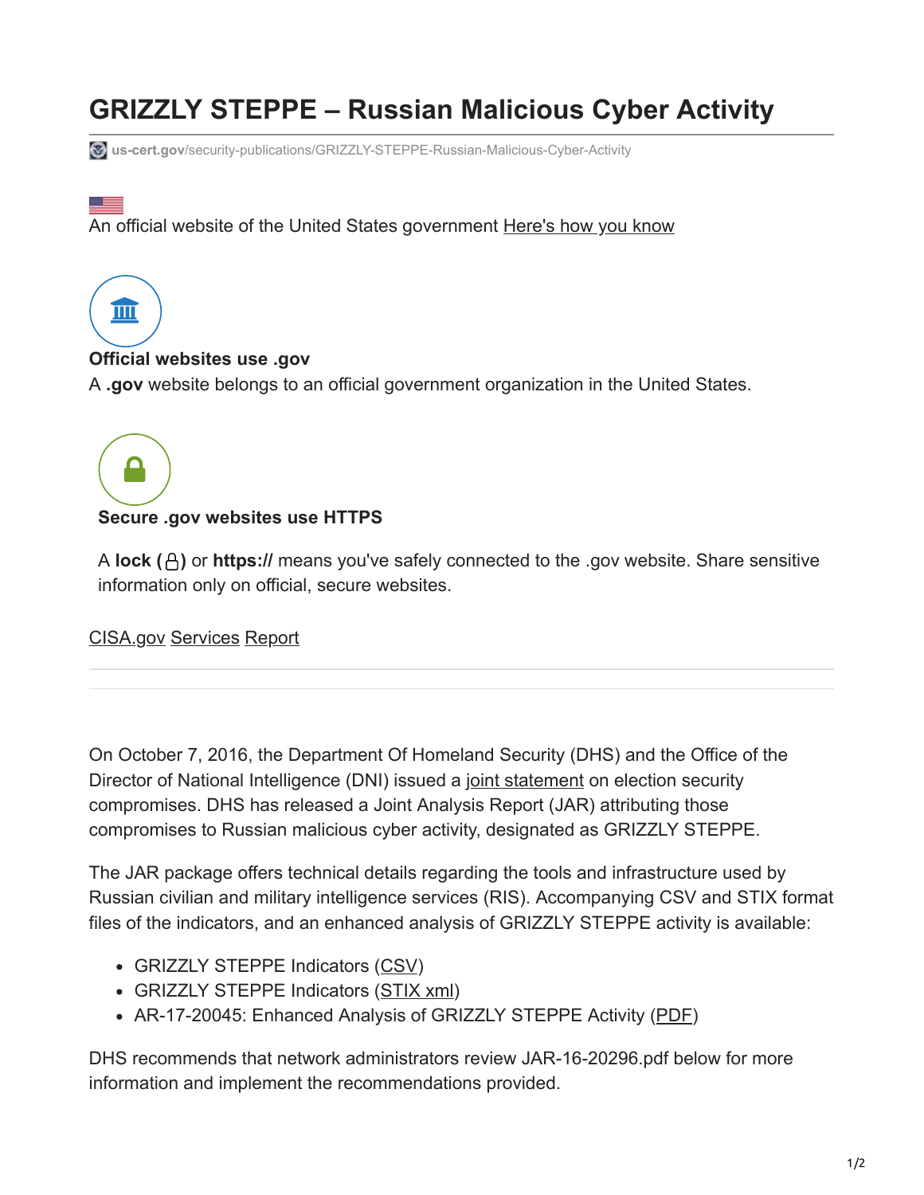# GRIZZLY STEPPE – Russian Malicious Cyber Activity

us-cert.gov/security-publications/GRIZZLY-STEPPE-Russian-Malicious-Cyber-Activity

An official website of the United States government Here's how you know

**Official websites use .gov**
A **.gov** website belongs to an official government organization in the United States.

**Secure .gov websites use HTTPS**

A **lock** ( ) or **https://** means you've safely connected to the .gov website. Share sensitive information only on official, secure websites.

CISA.gov Services Report

On October 7, 2016, the Department Of Homeland Security (DHS) and the Office of the Director of National Intelligence (DNI) issued a joint statement on election security compromises. DHS has released a Joint Analysis Report (JAR) attributing those compromises to Russian malicious cyber activity, designated as GRIZZLY STEPPE.

The JAR package offers technical details regarding the tools and infrastructure used by Russian civilian and military intelligence services (RIS). Accompanying CSV and STIX format files of the indicators, and an enhanced analysis of GRIZZLY STEPPE activity is available:

- GRIZZLY STEPPE Indicators (CSV)
- GRIZZLY STEPPE Indicators (STIX xml)
- AR-17-20045: Enhanced Analysis of GRIZZLY STEPPE Activity (PDF)

DHS recommends that network administrators review JAR-16-20296.pdf below for more information and implement the recommendations provided.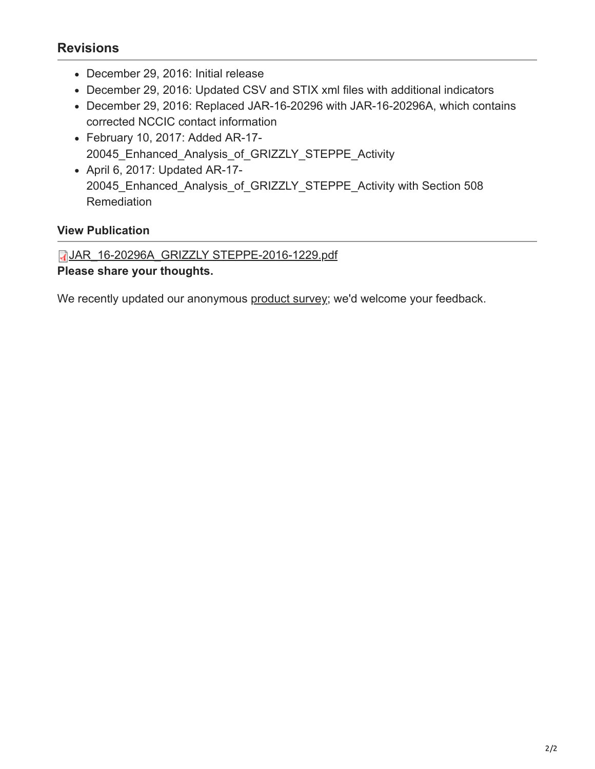## Revisions

- December 29, 2016: Initial release
- December 29, 2016: Updated CSV and STIX xml files with additional indicators
- December 29, 2016: Replaced JAR-16-20296 with JAR-16-20296A, which contains corrected NCCIC contact information
- February 10, 2017: Added AR-17-20045_Enhanced_Analysis_of_GRIZZLY_STEPPE_Activity
- April 6, 2017: Updated AR-17-20045_Enhanced_Analysis_of_GRIZZLY_STEPPE_Activity with Section 508 Remediation

### View Publication

JAR_16-20296A_GRIZZLY STEPPE-2016-1229.pdf

**Please share your thoughts.**

We recently updated our anonymous product survey; we'd welcome your feedback.